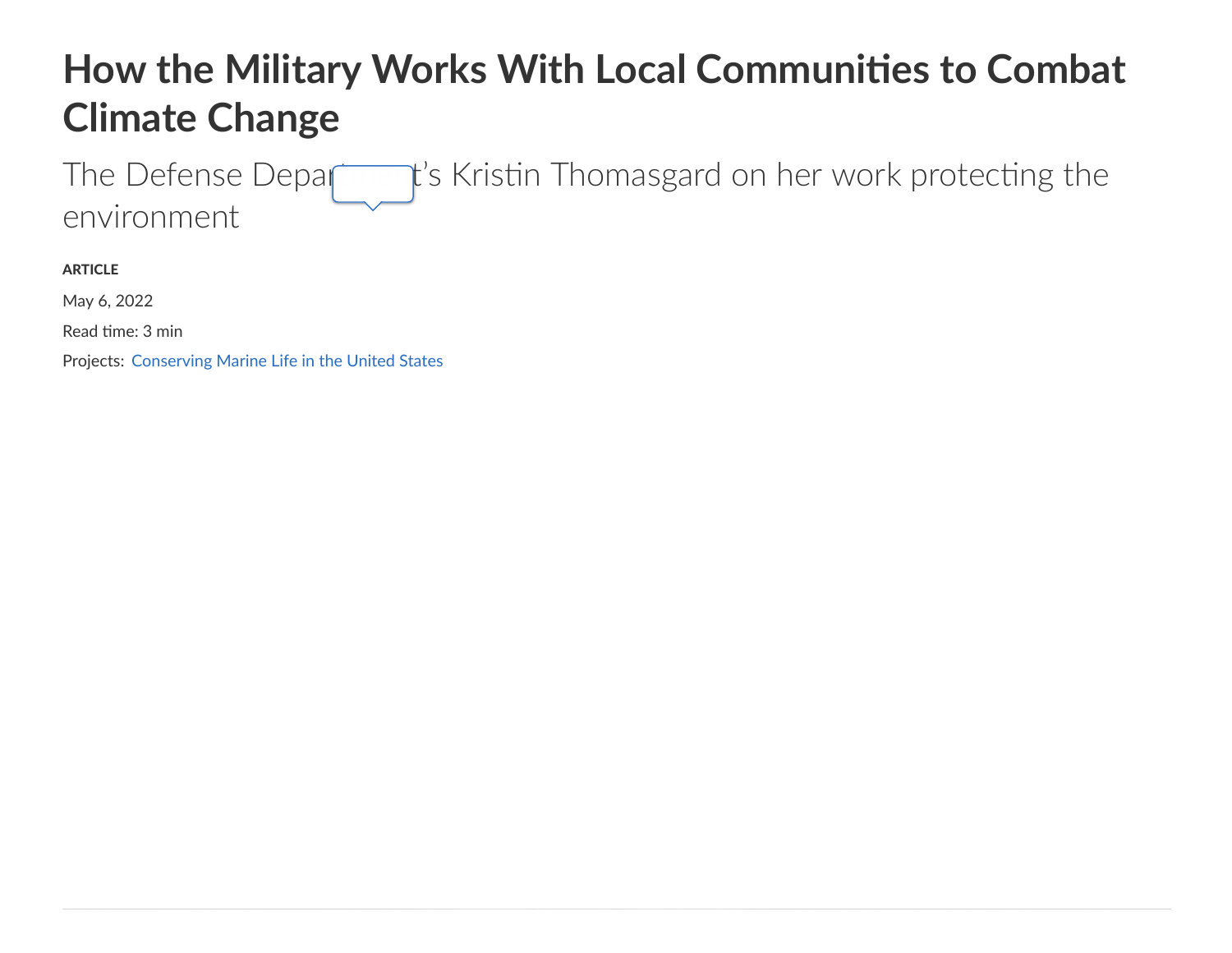# How the Military Works With Local Communities to Combat Climate Change

The Defense Department's Kristin Thomasgard on her work protecting the environment

**ARTICLE**

May 6, 2022

Read time: 3 min

Projects: Conserving Marine Life in the United States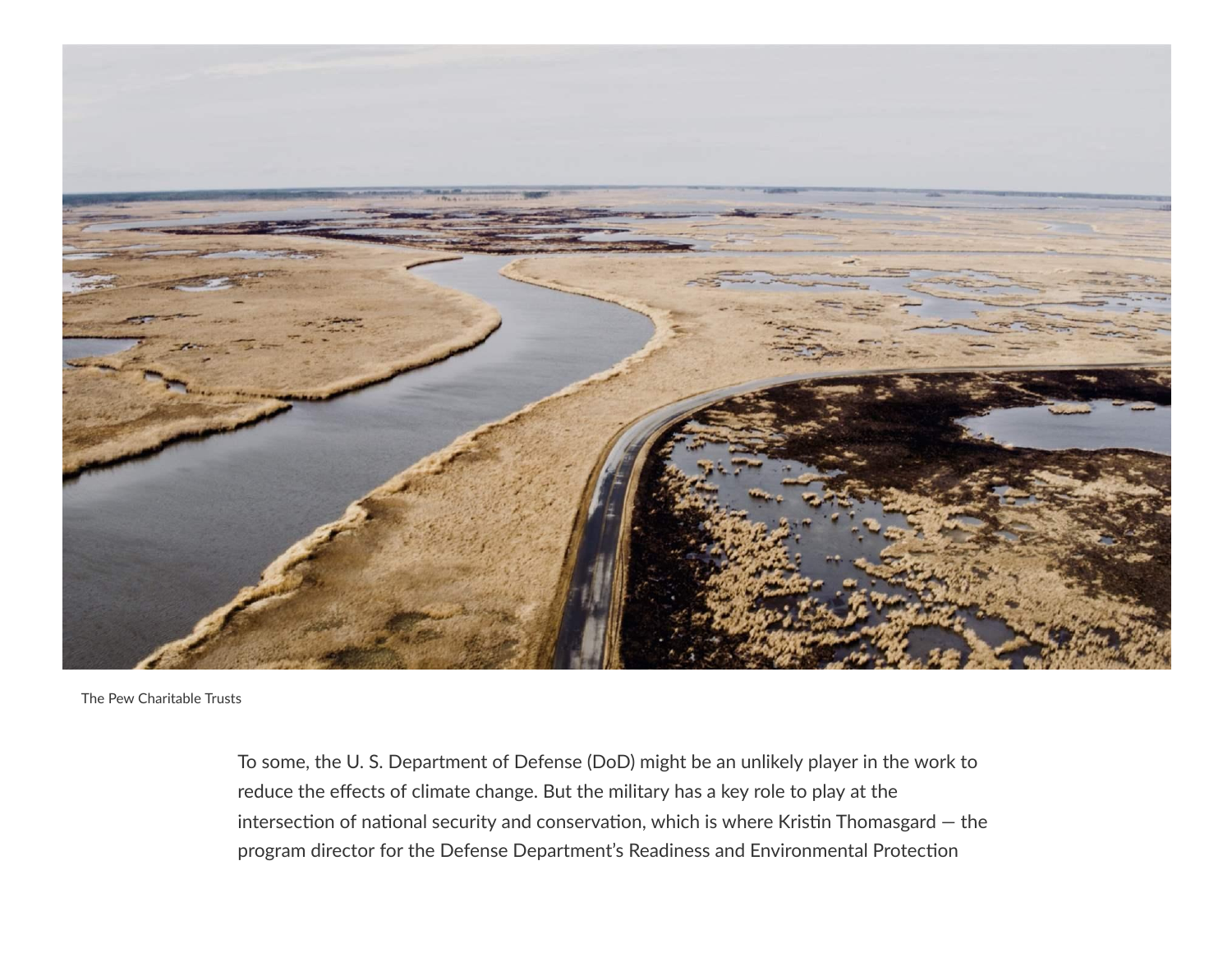The Pew Charitable Trusts

To some, the U. S. Department of Defense (DoD) might be an unlikely player in the work to reduce the effects of climate change. But the military has a key role to play at the intersection of national security and conservation, which is where Kristin Thomasgard — the program director for the Defense Department's Readiness and Environmental Protection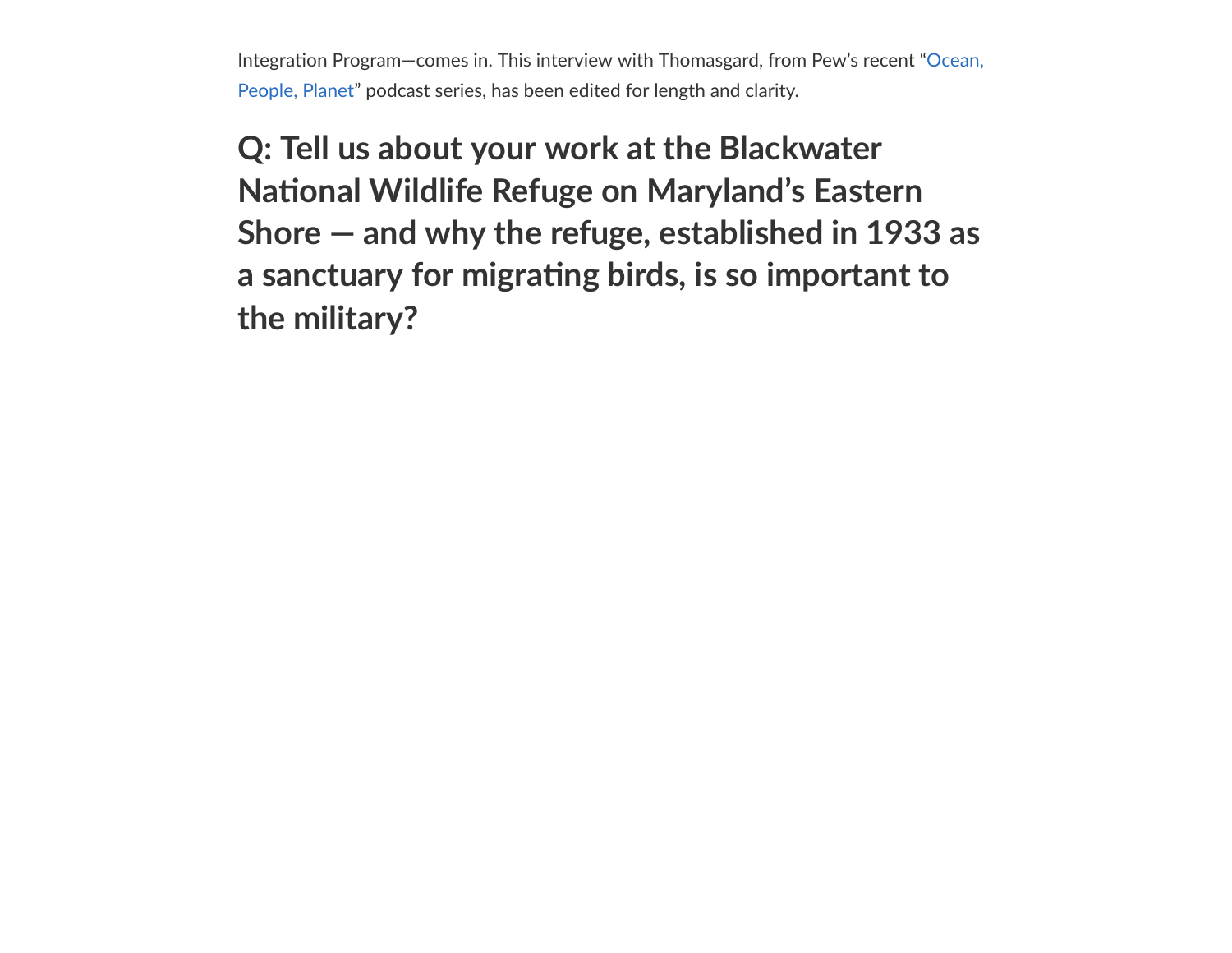Integration Program—comes in. This interview with Thomasgard, from Pew's recent "Ocean, People, Planet" podcast series, has been edited for length and clarity.

## Q: Tell us about your work at the Blackwater National Wildlife Refuge on Maryland's Eastern Shore — and why the refuge, established in 1933 as a sanctuary for migrating birds, is so important to the military?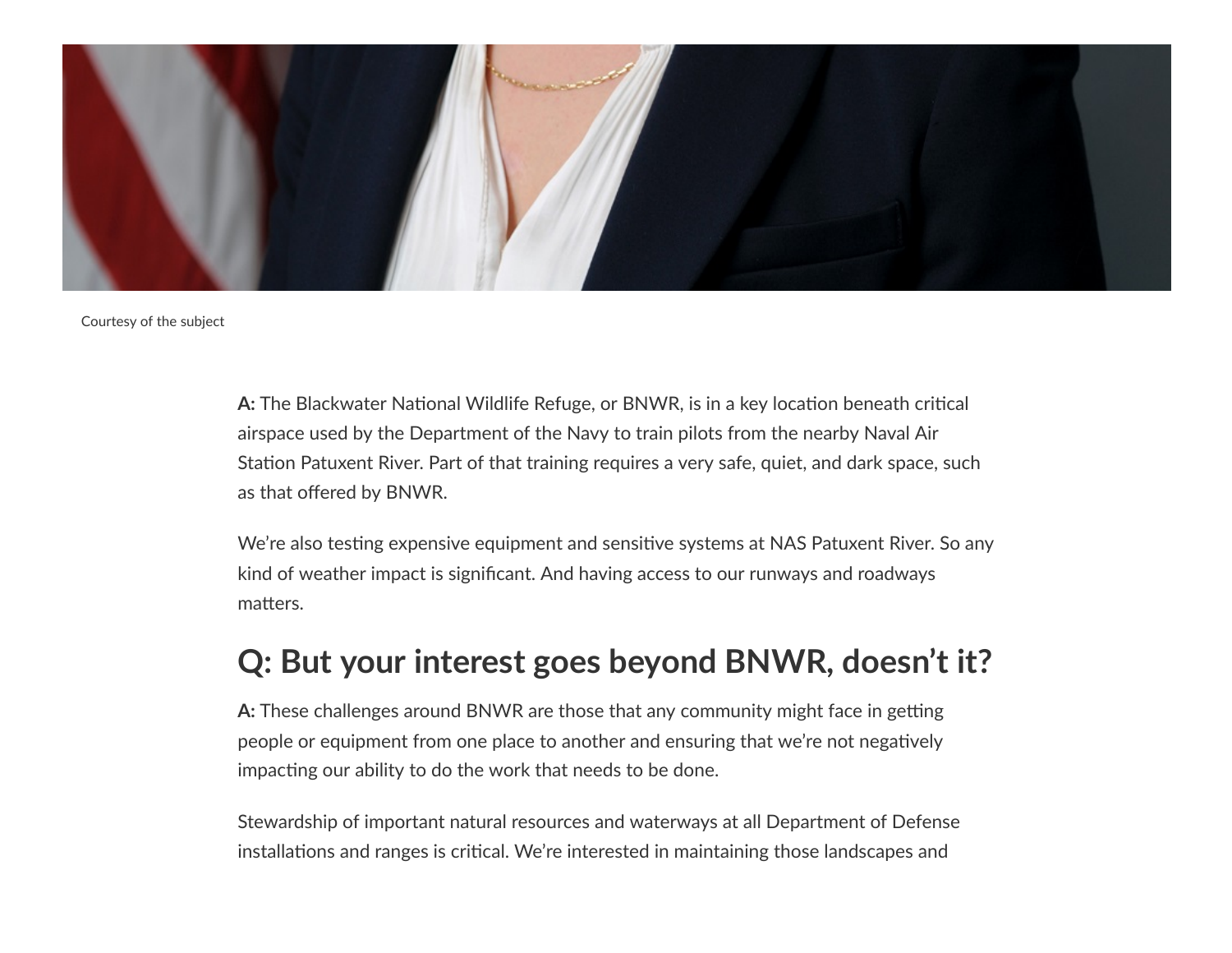Courtesy of the subject

**A:** The Blackwater National Wildlife Refuge, or BNWR, is in a key location beneath critical airspace used by the Department of the Navy to train pilots from the nearby Naval Air Station Patuxent River. Part of that training requires a very safe, quiet, and dark space, such as that offered by BNWR.

We're also testing expensive equipment and sensitive systems at NAS Patuxent River. So any kind of weather impact is significant. And having access to our runways and roadways matters.

## Q: But your interest goes beyond BNWR, doesn't it?

**A:** These challenges around BNWR are those that any community might face in getting people or equipment from one place to another and ensuring that we're not negatively impacting our ability to do the work that needs to be done.

Stewardship of important natural resources and waterways at all Department of Defense installations and ranges is critical. We're interested in maintaining those landscapes and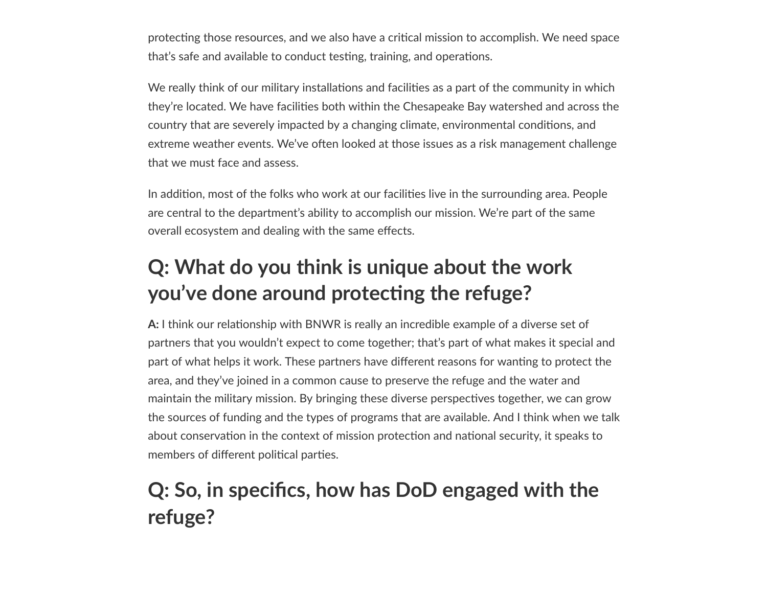protecting those resources, and we also have a critical mission to accomplish. We need space that's safe and available to conduct testing, training, and operations.

We really think of our military installations and facilities as a part of the community in which they're located. We have facilities both within the Chesapeake Bay watershed and across the country that are severely impacted by a changing climate, environmental conditions, and extreme weather events. We've often looked at those issues as a risk management challenge that we must face and assess.

In addition, most of the folks who work at our facilities live in the surrounding area. People are central to the department's ability to accomplish our mission. We're part of the same overall ecosystem and dealing with the same effects.

## Q: What do you think is unique about the work you've done around protecting the refuge?

**A:** I think our relationship with BNWR is really an incredible example of a diverse set of partners that you wouldn't expect to come together; that's part of what makes it special and part of what helps it work. These partners have different reasons for wanting to protect the area, and they've joined in a common cause to preserve the refuge and the water and maintain the military mission. By bringing these diverse perspectives together, we can grow the sources of funding and the types of programs that are available. And I think when we talk about conservation in the context of mission protection and national security, it speaks to members of different political parties.

## Q: So, in specifics, how has DoD engaged with the refuge?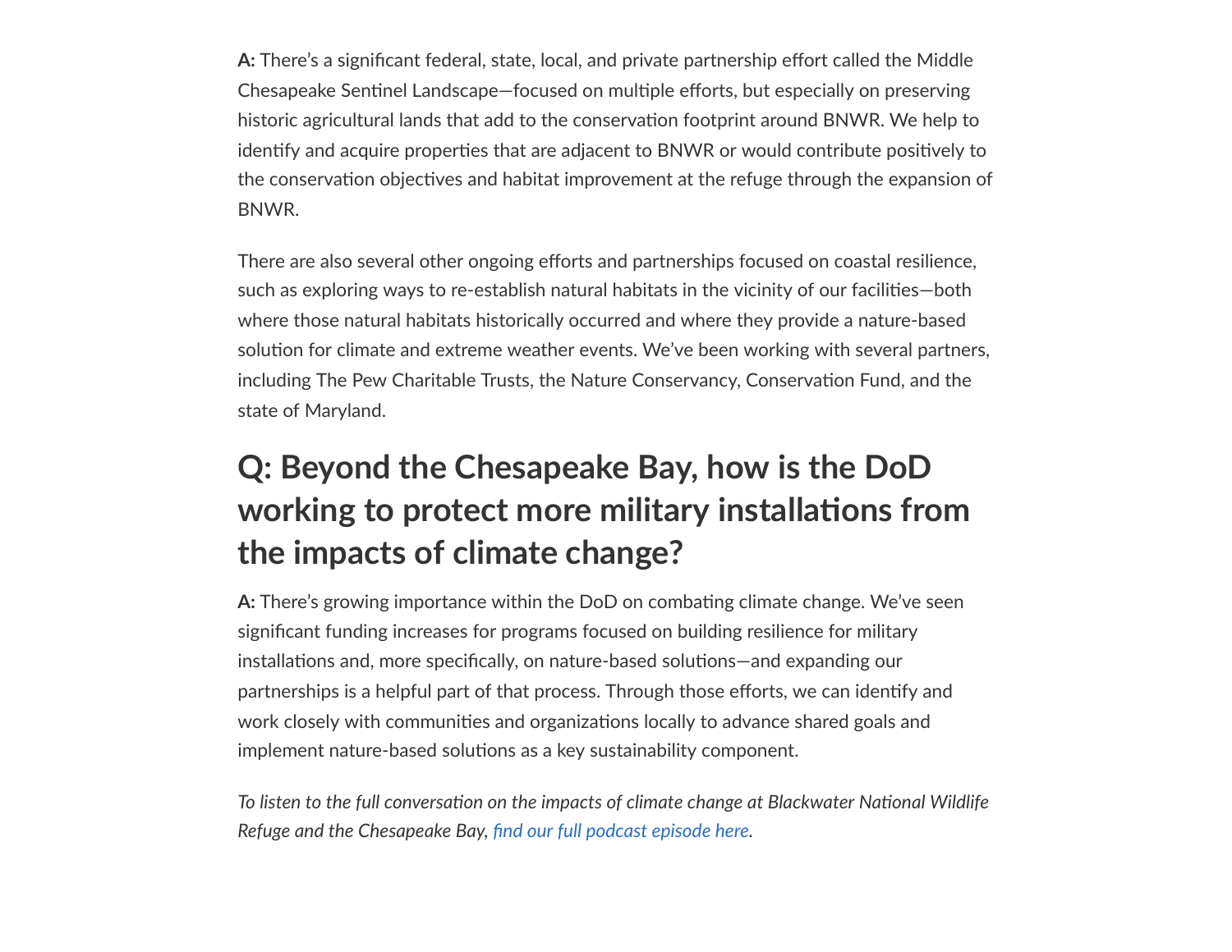**A:** There's a significant federal, state, local, and private partnership effort called the Middle Chesapeake Sentinel Landscape—focused on multiple efforts, but especially on preserving historic agricultural lands that add to the conservation footprint around BNWR. We help to identify and acquire properties that are adjacent to BNWR or would contribute positively to the conservation objectives and habitat improvement at the refuge through the expansion of BNWR.

There are also several other ongoing efforts and partnerships focused on coastal resilience, such as exploring ways to re-establish natural habitats in the vicinity of our facilities—both where those natural habitats historically occurred and where they provide a nature-based solution for climate and extreme weather events. We've been working with several partners, including The Pew Charitable Trusts, the Nature Conservancy, Conservation Fund, and the state of Maryland.

## Q: Beyond the Chesapeake Bay, how is the DoD working to protect more military installations from the impacts of climate change?

**A:** There's growing importance within the DoD on combating climate change. We've seen significant funding increases for programs focused on building resilience for military installations and, more specifically, on nature-based solutions—and expanding our partnerships is a helpful part of that process. Through those efforts, we can identify and work closely with communities and organizations locally to advance shared goals and implement nature-based solutions as a key sustainability component.

*To listen to the full conversation on the impacts of climate change at Blackwater National Wildlife Refuge and the Chesapeake Bay, find our full podcast episode here.*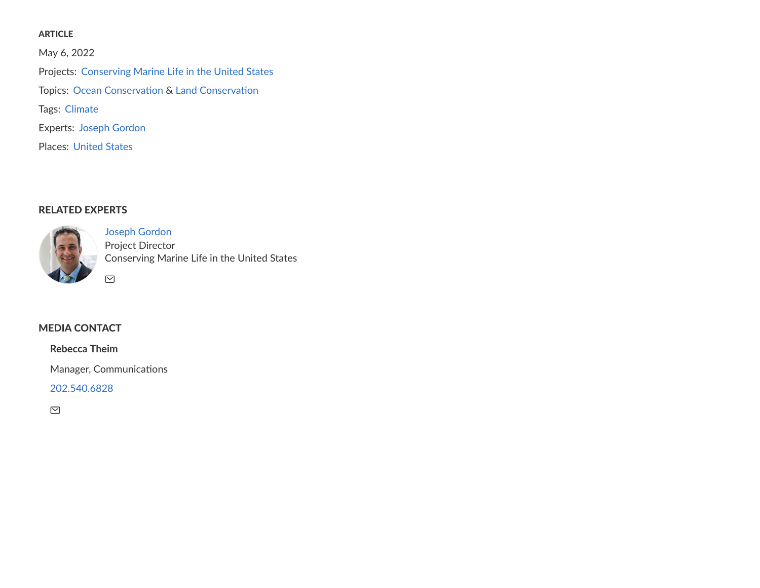**ARTICLE**

May 6, 2022

Projects: Conserving Marine Life in the United States

Topics: Ocean Conservation & Land Conservation

Tags: Climate

Experts: Joseph Gordon

Places: United States

## RELATED EXPERTS

Joseph Gordon
Project Director
Conserving Marine Life in the United States

## MEDIA CONTACT

**Rebecca Theim**

Manager, Communications

202.540.6828